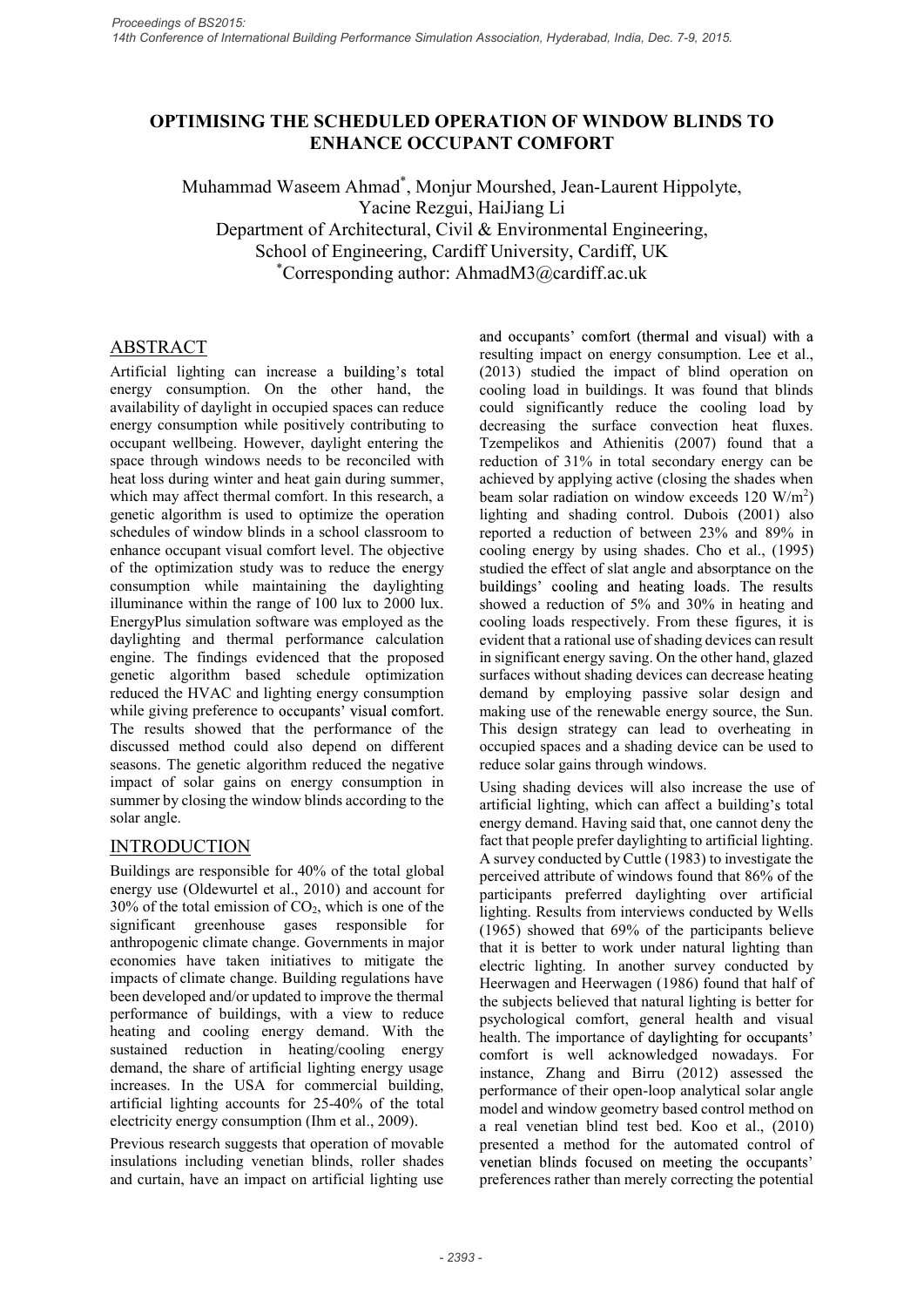# OPTIMISING THE SCHEDULED OPERATION OF WINDOW BLINDS TO ENHANCE OCCUPANT COMFORT

Muhammad Waseem Ahmad*, Monjur Mourshed, Jean-Laurent Hippolyte, Yacine Rezgui, HaiJiang Li

Department of Architectural, Civil & Environmental Engineering, School of Engineering, Cardiff University, Cardiff, UK

*Corresponding author: AhmadM3@cardiff.ac.uk

## ABSTRACT

Artificial lighting can increase a building's total energy consumption. On the other hand, the availability of daylight in occupied spaces can reduce energy consumption while positively contributing to occupant wellbeing. However, daylight entering the space through windows needs to be reconciled with heat loss during winter and heat gain during summer, which may affect thermal comfort. In this research, a genetic algorithm is used to optimize the operation schedules of window blinds in a school classroom to enhance occupant visual comfort level. The objective of the optimization study was to reduce the energy consumption while maintaining the daylighting illuminance within the range of 100 lux to 2000 lux. EnergyPlus simulation software was employed as the daylighting and thermal performance calculation engine. The findings evidenced that the proposed genetic algorithm based schedule optimization reduced the HVAC and lighting energy consumption while giving preference to occupants' visual comfort. The results showed that the performance of the discussed method could also depend on different seasons. The genetic algorithm reduced the negative impact of solar gains on energy consumption in summer by closing the window blinds according to the solar angle.

## INTRODUCTION

Buildings are responsible for 40% of the total global energy use (Oldewurtel et al., 2010) and account for 30% of the total emission of $CO_2$, which is one of the significant greenhouse gases responsible for anthropogenic climate change. Governments in major economies have taken initiatives to mitigate the impacts of climate change. Building regulations have been developed and/or updated to improve the thermal performance of buildings, with a view to reduce heating and cooling energy demand. With the sustained reduction in heating/cooling energy demand, the share of artificial lighting energy usage increases. In the USA for commercial building, artificial lighting accounts for 25-40% of the total electricity energy consumption (Ihm et al., 2009).

Previous research suggests that operation of movable insulations including venetian blinds, roller shades and curtain, have an impact on artificial lighting use and occupants' comfort (thermal and visual) with a resulting impact on energy consumption. Lee et al., (2013) studied the impact of blind operation on cooling load in buildings. It was found that blinds could significantly reduce the cooling load by decreasing the surface convection heat fluxes. Tzempelikos and Athienitis (2007) found that a reduction of 31% in total secondary energy can be achieved by applying active (closing the shades when beam solar radiation on window exceeds 120 $W/m^2$) lighting and shading control. Dubois (2001) also reported a reduction of between 23% and 89% in cooling energy by using shades. Cho et al., (1995) studied the effect of slat angle and absorptance on the buildings' cooling and heating loads. The results showed a reduction of 5% and 30% in heating and cooling loads respectively. From these figures, it is evident that a rational use of shading devices can result in significant energy saving. On the other hand, glazed surfaces without shading devices can decrease heating demand by employing passive solar design and making use of the renewable energy source, the Sun. This design strategy can lead to overheating in occupied spaces and a shading device can be used to reduce solar gains through windows.

Using shading devices will also increase the use of artificial lighting, which can affect a building's total energy demand. Having said that, one cannot deny the fact that people prefer daylighting to artificial lighting. A survey conducted by Cuttle (1983) to investigate the perceived attribute of windows found that 86% of the participants preferred daylighting over artificial lighting. Results from interviews conducted by Wells (1965) showed that 69% of the participants believe that it is better to work under natural lighting than electric lighting. In another survey conducted by Heerwagen and Heerwagen (1986) found that half of the subjects believed that natural lighting is better for psychological comfort, general health and visual health. The importance of daylighting for occupants' comfort is well acknowledged nowadays. For instance, Zhang and Birru (2012) assessed the performance of their open-loop analytical solar angle model and window geometry based control method on a real venetian blind test bed. Koo et al., (2010) presented a method for the automated control of venetian blinds focused on meeting the occupants' preferences rather than merely correcting the potential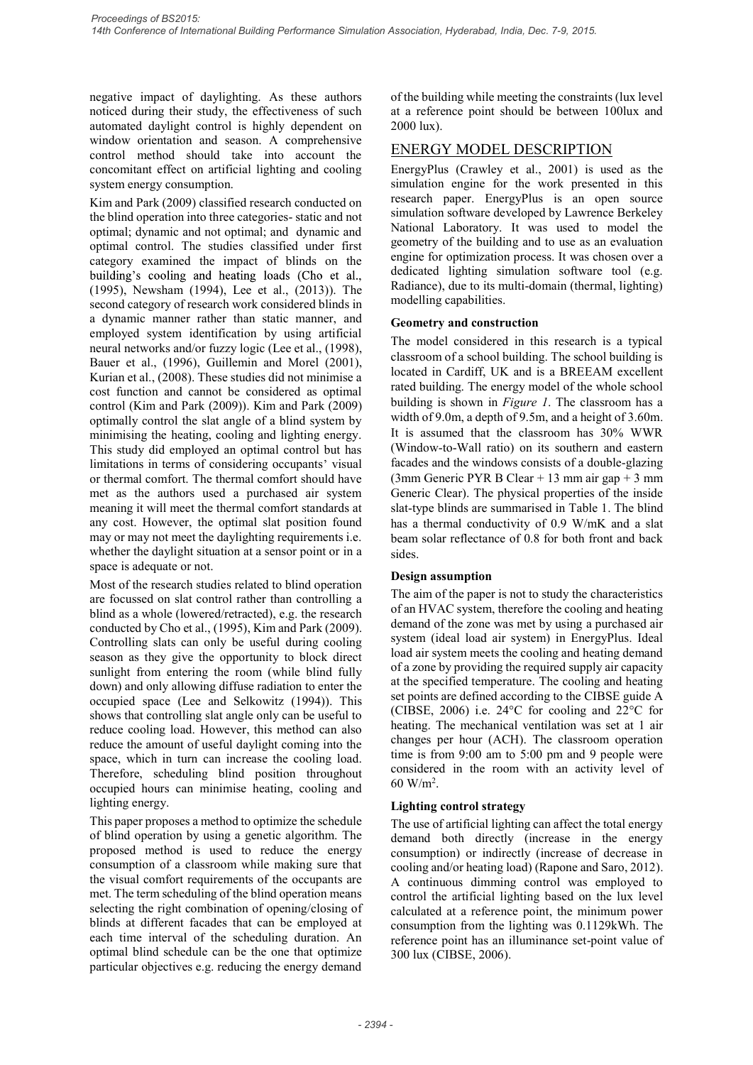negative impact of daylighting. As these authors noticed during their study, the effectiveness of such automated daylight control is highly dependent on window orientation and season. A comprehensive control method should take into account the concomitant effect on artificial lighting and cooling system energy consumption.

Kim and Park (2009) classified research conducted on the blind operation into three categories- static and not optimal; dynamic and not optimal; and dynamic and optimal control. The studies classified under first category examined the impact of blinds on the building's cooling and heating loads (Cho et al., (1995), Newsham (1994), Lee et al., (2013)). The second category of research work considered blinds in a dynamic manner rather than static manner, and employed system identification by using artificial neural networks and/or fuzzy logic (Lee et al., (1998), Bauer et al., (1996), Guillemin and Morel (2001), Kurian et al., (2008). These studies did not minimise a cost function and cannot be considered as optimal control (Kim and Park (2009)). Kim and Park (2009) optimally control the slat angle of a blind system by minimising the heating, cooling and lighting energy. This study did employed an optimal control but has limitations in terms of considering occupants' visual or thermal comfort. The thermal comfort should have met as the authors used a purchased air system meaning it will meet the thermal comfort standards at any cost. However, the optimal slat position found may or may not meet the daylighting requirements i.e. whether the daylight situation at a sensor point or in a space is adequate or not.

Most of the research studies related to blind operation are focussed on slat control rather than controlling a blind as a whole (lowered/retracted), e.g. the research conducted by Cho et al., (1995), Kim and Park (2009). Controlling slats can only be useful during cooling season as they give the opportunity to block direct sunlight from entering the room (while blind fully down) and only allowing diffuse radiation to enter the occupied space (Lee and Selkowitz (1994)). This shows that controlling slat angle only can be useful to reduce cooling load. However, this method can also reduce the amount of useful daylight coming into the space, which in turn can increase the cooling load. Therefore, scheduling blind position throughout occupied hours can minimise heating, cooling and lighting energy.

This paper proposes a method to optimize the schedule of blind operation by using a genetic algorithm. The proposed method is used to reduce the energy consumption of a classroom while making sure that the visual comfort requirements of the occupants are met. The term scheduling of the blind operation means selecting the right combination of opening/closing of blinds at different facades that can be employed at each time interval of the scheduling duration. An optimal blind schedule can be the one that optimize particular objectives e.g. reducing the energy demand of the building while meeting the constraints (lux level at a reference point should be between 100lux and 2000 lux).

## ENERGY MODEL DESCRIPTION

EnergyPlus (Crawley et al., 2001) is used as the simulation engine for the work presented in this research paper. EnergyPlus is an open source simulation software developed by Lawrence Berkeley National Laboratory. It was used to model the geometry of the building and to use as an evaluation engine for optimization process. It was chosen over a dedicated lighting simulation software tool (e.g. Radiance), due to its multi-domain (thermal, lighting) modelling capabilities.

### Geometry and construction

The model considered in this research is a typical classroom of a school building. The school building is located in Cardiff, UK and is a BREEAM excellent rated building. The energy model of the whole school building is shown in *Figure 1*. The classroom has a width of 9.0m, a depth of 9.5m, and a height of 3.60m. It is assumed that the classroom has 30% WWR (Window-to-Wall ratio) on its southern and eastern facades and the windows consists of a double-glazing (3mm Generic PYR B Clear + 13 mm air gap + 3 mm Generic Clear). The physical properties of the inside slat-type blinds are summarised in Table 1. The blind has a thermal conductivity of 0.9 W/mK and a slat beam solar reflectance of 0.8 for both front and back sides.

### Design assumption

The aim of the paper is not to study the characteristics of an HVAC system, therefore the cooling and heating demand of the zone was met by using a purchased air system (ideal load air system) in EnergyPlus. Ideal load air system meets the cooling and heating demand of a zone by providing the required supply air capacity at the specified temperature. The cooling and heating set points are defined according to the CIBSE guide A (CIBSE, 2006) i.e. 24°C for cooling and 22°C for heating. The mechanical ventilation was set at 1 air changes per hour (ACH). The classroom operation time is from 9:00 am to 5:00 pm and 9 people were considered in the room with an activity level of 60 W/m$^2$.

### Lighting control strategy

The use of artificial lighting can affect the total energy demand both directly (increase in the energy consumption) or indirectly (increase of decrease in cooling and/or heating load) (Rapone and Saro, 2012). A continuous dimming control was employed to control the artificial lighting based on the lux level calculated at a reference point, the minimum power consumption from the lighting was 0.1129kWh. The reference point has an illuminance set-point value of 300 lux (CIBSE, 2006).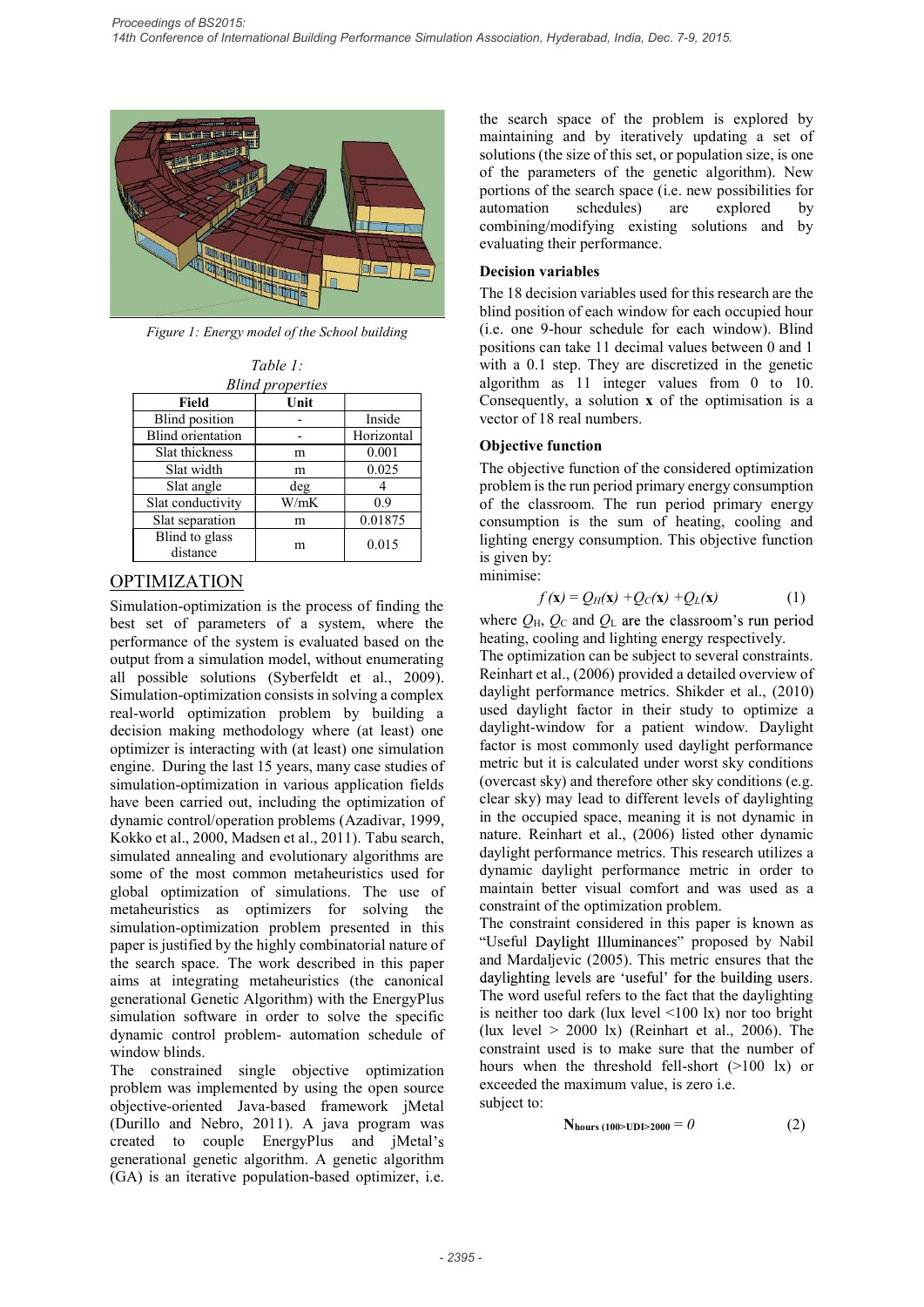*Figure 1: Energy model of the School building*

*Table 1: Blind properties*

| Field | Unit | |
|---|---|---|
| Blind position | - | Inside |
| Blind orientation | - | Horizontal |
| Slat thickness | m | 0.001 |
| Slat width | m | 0.025 |
| Slat angle | deg | 4 |
| Slat conductivity | W/mK | 0.9 |
| Slat separation | m | 0.01875 |
| Blind to glass distance | m | 0.015 |

## OPTIMIZATION

Simulation-optimization is the process of finding the best set of parameters of a system, where the performance of the system is evaluated based on the output from a simulation model, without enumerating all possible solutions (Syberfeldt et al., 2009). Simulation-optimization consists in solving a complex real-world optimization problem by building a decision making methodology where (at least) one optimizer is interacting with (at least) one simulation engine. During the last 15 years, many case studies of simulation-optimization in various application fields have been carried out, including the optimization of dynamic control/operation problems (Azadivar, 1999, Kokko et al., 2000, Madsen et al., 2011). Tabu search, simulated annealing and evolutionary algorithms are some of the most common metaheuristics used for global optimization of simulations. The use of metaheuristics as optimizers for solving the simulation-optimization problem presented in this paper is justified by the highly combinatorial nature of the search space. The work described in this paper aims at integrating metaheuristics (the canonical generational Genetic Algorithm) with the EnergyPlus simulation software in order to solve the specific dynamic control problem- automation schedule of window blinds.

The constrained single objective optimization problem was implemented by using the open source objective-oriented Java-based framework jMetal (Durillo and Nebro, 2011). A java program was created to couple EnergyPlus and jMetal's generational genetic algorithm. A genetic algorithm (GA) is an iterative population-based optimizer, i.e. the search space of the problem is explored by maintaining and by iteratively updating a set of solutions (the size of this set, or population size, is one of the parameters of the genetic algorithm). New portions of the search space (i.e. new possibilities for automation schedules) are explored by combining/modifying existing solutions and by evaluating their performance.

### Decision variables

The 18 decision variables used for this research are the blind position of each window for each occupied hour (i.e. one 9-hour schedule for each window). Blind positions can take 11 decimal values between 0 and 1 with a 0.1 step. They are discretized in the genetic algorithm as 11 integer values from 0 to 10. Consequently, a solution **x** of the optimisation is a vector of 18 real numbers.

### Objective function

The objective function of the considered optimization problem is the run period primary energy consumption of the classroom. The run period primary energy consumption is the sum of heating, cooling and lighting energy consumption. This objective function is given by:

minimise:

$$f(\mathbf{x}) = Q_H(\mathbf{x}) + Q_C(\mathbf{x}) + Q_L(\mathbf{x}) \tag{1}$$

where $Q_H$, $Q_C$ and $Q_L$ are the classroom's run period heating, cooling and lighting energy consumption respectively.

The optimization can be subject to several constraints. Reinhart et al., (2006) provided a detailed overview of daylight performance metrics. Shikder et al., (2010) used daylight factor in their study to optimize a daylight-window for a patient window. Daylight factor is most commonly used daylight performance metric but it is calculated under worst sky conditions (overcast sky) and therefore other sky conditions (e.g. clear sky) may lead to different levels of daylighting in the occupied space, meaning it is not dynamic in nature. Reinhart et al., (2006) listed other dynamic daylight performance metrics. This research utilizes a dynamic daylight performance metric in order to maintain better visual comfort and was used as a constraint of the optimization problem.

The constraint considered in this paper is known as "Useful Daylight Illuminances" proposed by Nabil and Mardaljevic (2005). This metric ensures that the daylighting levels are 'useful' for the building users. The word useful refers to the fact that the daylighting is neither too dark (lux level <100 lx) nor too bright (lux level > 2000 lx) (Reinhart et al., 2006). The constraint used is to make sure that the number of hours when the threshold fell-short (>100 lx) or exceeded the maximum value, is zero i.e.

subject to:

$$\mathbf{N_{hours\,(100>UDI>2000}} = 0 \tag{2}$$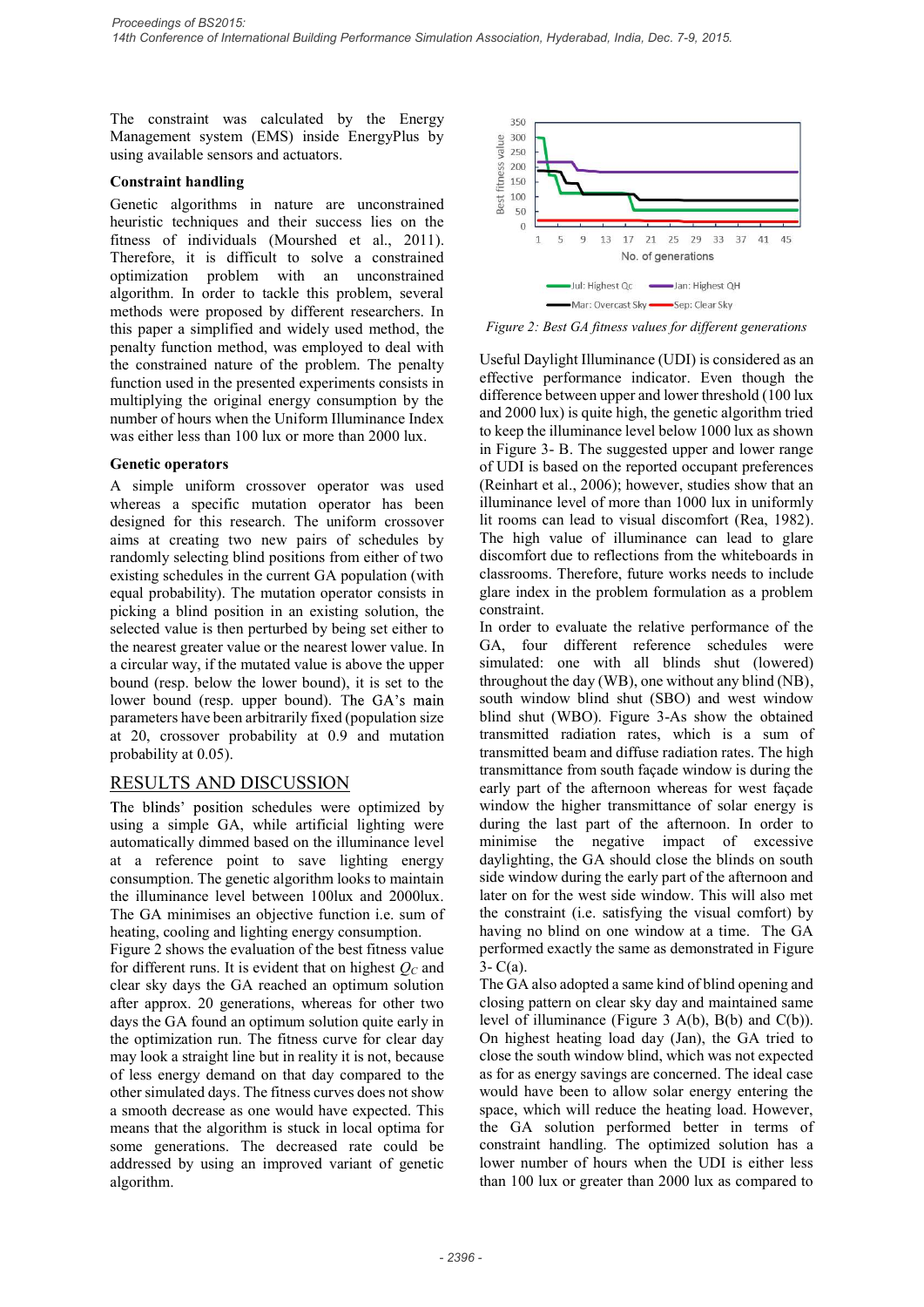The constraint was calculated by the Energy Management system (EMS) inside EnergyPlus by using available sensors and actuators.

### Constraint handling

Genetic algorithms in nature are unconstrained heuristic techniques and their success lies on the fitness of individuals (Mourshed et al., 2011). Therefore, it is difficult to solve a constrained optimization problem with an unconstrained algorithm. In order to tackle this problem, several methods were proposed by different researchers. In this paper a simplified and widely used method, the penalty function method, was employed to deal with the constrained nature of the problem. The penalty function used in the presented experiments consists in multiplying the original energy consumption by the number of hours when the Uniform Illuminance Index was either less than 100 lux or more than 2000 lux.

### Genetic operators

A simple uniform crossover operator was used whereas a specific mutation operator has been designed for this research. The uniform crossover aims at creating two new pairs of schedules by randomly selecting blind positions from either of two existing schedules in the current GA population (with equal probability). The mutation operator consists in picking a blind position in an existing solution, the selected value is then perturbed by being set either to the nearest greater value or the nearest lower value. In a circular way, if the mutated value is above the upper bound (resp. below the lower bound), it is set to the lower bound (resp. upper bound). The GA's main parameters have been arbitrarily fixed (population size at 20, crossover probability at 0.9 and mutation probability at 0.05).

## RESULTS AND DISCUSSION

The blinds' position schedules were optimized by using a simple GA, while artificial lighting were automatically dimmed based on the illuminance level at a reference point to save lighting energy consumption. The genetic algorithm looks to maintain the illuminance level between 100lux and 2000lux. The GA minimises an objective function i.e. sum of heating, cooling and lighting energy consumption.

Figure 2 shows the evaluation of the best fitness value for different runs. It is evident that on highest $Q_C$ and clear sky days the GA reached an optimum solution after approx. 20 generations, whereas for other two days the GA found an optimum solution quite early in the optimization run. The fitness curve for clear day may look a straight line but in reality it is not, because of less energy demand on that day compared to the other simulated days. The fitness curves does not show a smooth decrease as one would have expected. This means that the algorithm is stuck in local optima for some generations. The decreased rate could be addressed by using an improved variant of genetic algorithm.

Figure 2: Best GA fitness values for different generations

Useful Daylight Illuminance (UDI) is considered as an effective performance indicator. Even though the difference between upper and lower threshold (100 lux and 2000 lux) is quite high, the genetic algorithm tried to keep the illuminance level below 1000 lux as shown in Figure 3- B. The suggested upper and lower range of UDI is based on the reported occupant preferences (Reinhart et al., 2006); however, studies show that an illuminance level of more than 1000 lux in uniformly lit rooms can lead to visual discomfort (Rea, 1982). The high value of illuminance can lead to glare discomfort due to reflections from the whiteboards in classrooms. Therefore, future works needs to include glare index in the problem formulation as a problem constraint.

In order to evaluate the relative performance of the GA, four different reference schedules were simulated: one with all blinds shut (lowered) throughout the day (WB), one without any blind (NB), south window blind shut (SBO) and west window blind shut (WBO). Figure 3-As show the obtained transmitted radiation rates, which is a sum of transmitted beam and diffuse radiation rates. The high transmittance from south façade window is during the early part of the afternoon whereas for west façade window the higher transmittance of solar energy is during the last part of the afternoon. In order to minimise the negative impact of excessive daylighting, the GA should close the blinds on south side window during the early part of the afternoon and later on for the west side window. This will also met the constraint (i.e. satisfying the visual comfort) by having no blind on one window at a time. The GA performed exactly the same as demonstrated in Figure 3- C(a).

The GA also adopted a same kind of blind opening and closing pattern on clear sky day and maintained same level of illuminance (Figure 3 A(b), B(b) and C(b)). On highest heating load day (Jan), the GA tried to close the south window blind, which was not expected as for as energy savings are concerned. The ideal case would have been to allow solar energy entering the space, which will reduce the heating load. However, the GA solution performed better in terms of constraint handling. The optimized solution has a lower number of hours when the UDI is either less than 100 lux or greater than 2000 lux as compared to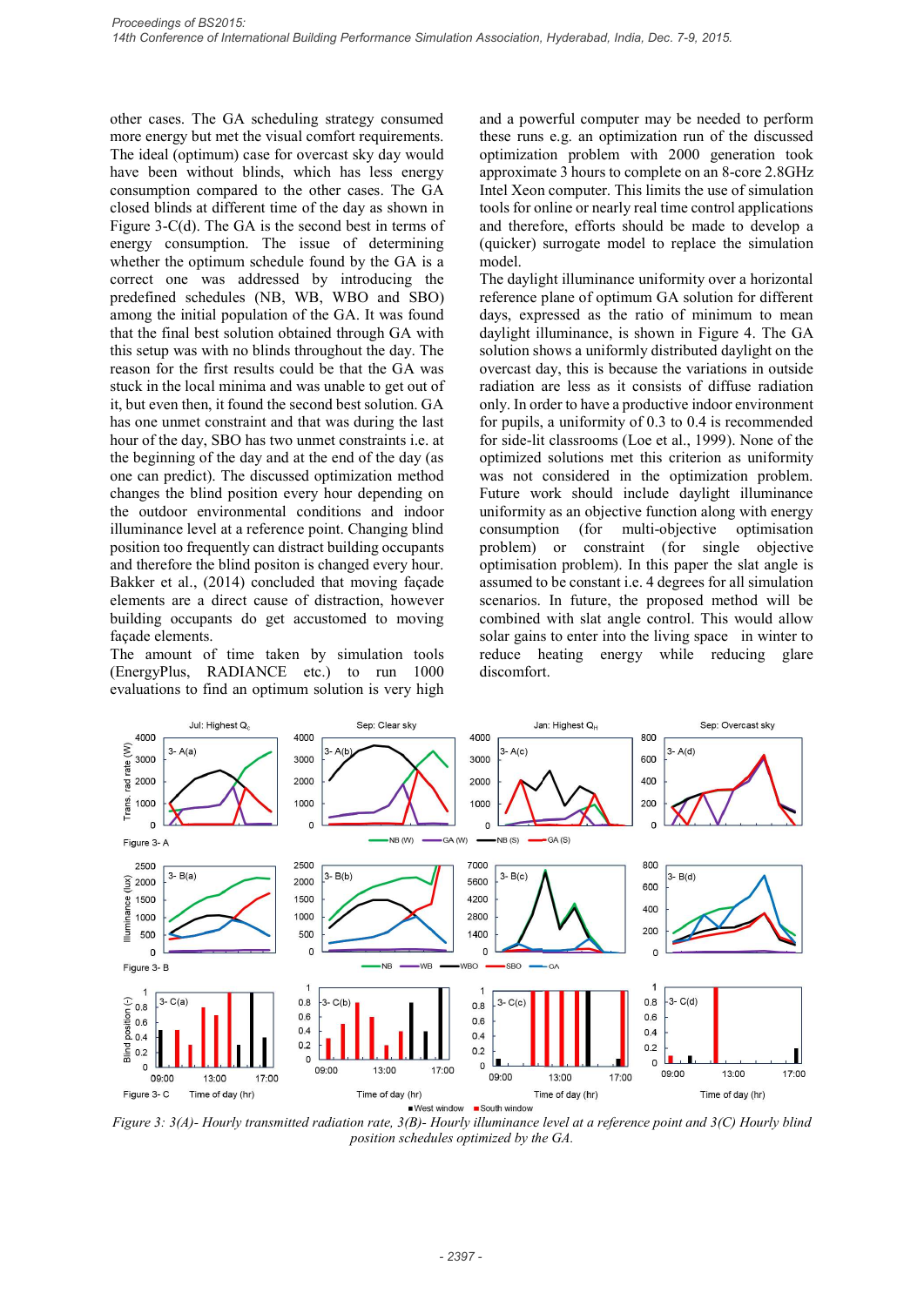other cases. The GA scheduling strategy consumed more energy but met the visual comfort requirements. The ideal (optimum) case for overcast sky day would have been without blinds, which has less energy consumption compared to the other cases. The GA closed blinds at different time of the day as shown in Figure 3-C(d). The GA is the second best in terms of energy consumption. The issue of determining whether the optimum schedule found by the GA is a correct one was addressed by introducing the predefined schedules (NB, WB, WBO and SBO) among the initial population of the GA. It was found that the final best solution obtained through GA with this setup was with no blinds throughout the day. The reason for the first results could be that the GA was stuck in the local minima and was unable to get out of it, but even then, it found the second best solution. GA has one unmet constraint and that was during the last hour of the day, SBO has two unmet constraints i.e. at the beginning of the day and at the end of the day (as one can predict). The discussed optimization method changes the blind position every hour depending on the outdoor environmental conditions and indoor illuminance level at a reference point. Changing blind position too frequently can distract building occupants and therefore the blind positon is changed every hour. Bakker et al., (2014) concluded that moving façade elements are a direct cause of distraction, however building occupants do get accustomed to moving façade elements.

The amount of time taken by simulation tools (EnergyPlus, RADIANCE etc.) to run 1000 evaluations to find an optimum solution is very high and a powerful computer may be needed to perform these runs e.g. an optimization run of the discussed optimization problem with 2000 generation took approximate 3 hours to complete on an 8-core 2.8GHz Intel Xeon computer. This limits the use of simulation tools for online or nearly real time control applications and therefore, efforts should be made to develop a (quicker) surrogate model to replace the simulation model.

The daylight illuminance uniformity over a horizontal reference plane of optimum GA solution for different days, expressed as the ratio of minimum to mean daylight illuminance, is shown in Figure 4. The GA solution shows a uniformly distributed daylight on the overcast day, this is because the variations in outside radiation are less as it consists of diffuse radiation only. In order to have a productive indoor environment for pupils, a uniformity of 0.3 to 0.4 is recommended for side-lit classrooms (Loe et al., 1999). None of the optimized solutions met this criterion as uniformity was not considered in the optimization problem. Future work should include daylight illuminance uniformity as an objective function along with energy consumption (for multi-objective optimisation problem) or constraint (for single objective optimisation problem). In this paper the slat angle is assumed to be constant i.e. 4 degrees for all simulation scenarios. In future, the proposed method will be combined with slat angle control. This would allow solar gains to enter into the living space in winter to reduce heating energy while reducing glare discomfort.

*Figure 3: 3(A)- Hourly transmitted radiation rate, 3(B)- Hourly illuminance level at a reference point and 3(C) Hourly blind position schedules optimized by the GA.*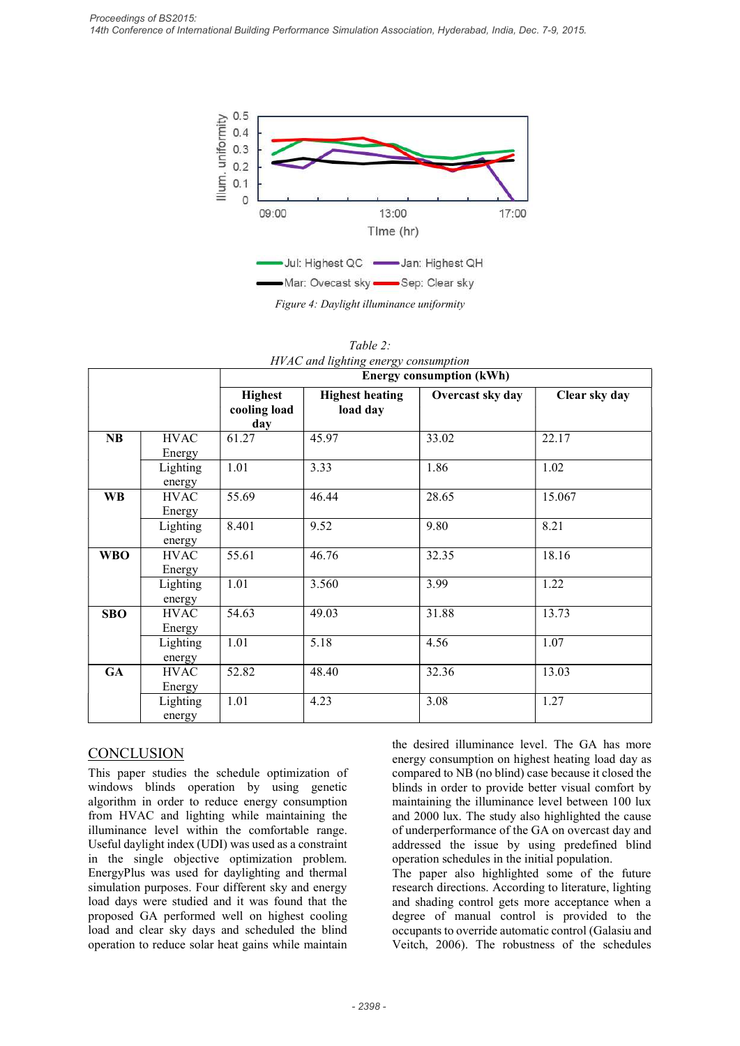Figure 4: Daylight illuminance uniformity

*Table 2: HVAC and lighting energy consumption*

| | | Energy consumption (kWh) | | | |
|---|---|---|---|---|---|
| | | **Highest cooling load day** | **Highest heating load day** | **Overcast sky day** | **Clear sky day** |
| **NB** | HVAC Energy | 61.27 | 45.97 | 33.02 | 22.17 |
| | Lighting energy | 1.01 | 3.33 | 1.86 | 1.02 |
| **WB** | HVAC Energy | 55.69 | 46.44 | 28.65 | 15.067 |
| | Lighting energy | 8.401 | 9.52 | 9.80 | 8.21 |
| **WBO** | HVAC Energy | 55.61 | 46.76 | 32.35 | 18.16 |
| | Lighting energy | 1.01 | 3.560 | 3.99 | 1.22 |
| **SBO** | HVAC Energy | 54.63 | 49.03 | 31.88 | 13.73 |
| | Lighting energy | 1.01 | 5.18 | 4.56 | 1.07 |
| **GA** | HVAC Energy | 52.82 | 48.40 | 32.36 | 13.03 |
| | Lighting energy | 1.01 | 4.23 | 3.08 | 1.27 |

## CONCLUSION

This paper studies the schedule optimization of windows blinds operation by using genetic algorithm in order to reduce energy consumption from HVAC and lighting while maintaining the illuminance level within the comfortable range. Useful daylight index (UDI) was used as a constraint in the single objective optimization problem. EnergyPlus was used for daylighting and thermal simulation purposes. Four different sky and energy load days were studied and it was found that the proposed GA performed well on highest cooling load and clear sky days and scheduled the blind operation to reduce solar heat gains while maintain the desired illuminance level. The GA has more energy consumption on highest heating load day as compared to NB (no blind) case because it closed the blinds in order to provide better visual comfort by maintaining the illuminance level between 100 lux and 2000 lux. The study also highlighted the cause of underperformance of the GA on overcast day and addressed the issue by using predefined blind operation schedules in the initial population.

The paper also highlighted some of the future research directions. According to literature, lighting and shading control gets more acceptance when a degree of manual control is provided to the occupants to override automatic control (Galasiu and Veitch, 2006). The robustness of the schedules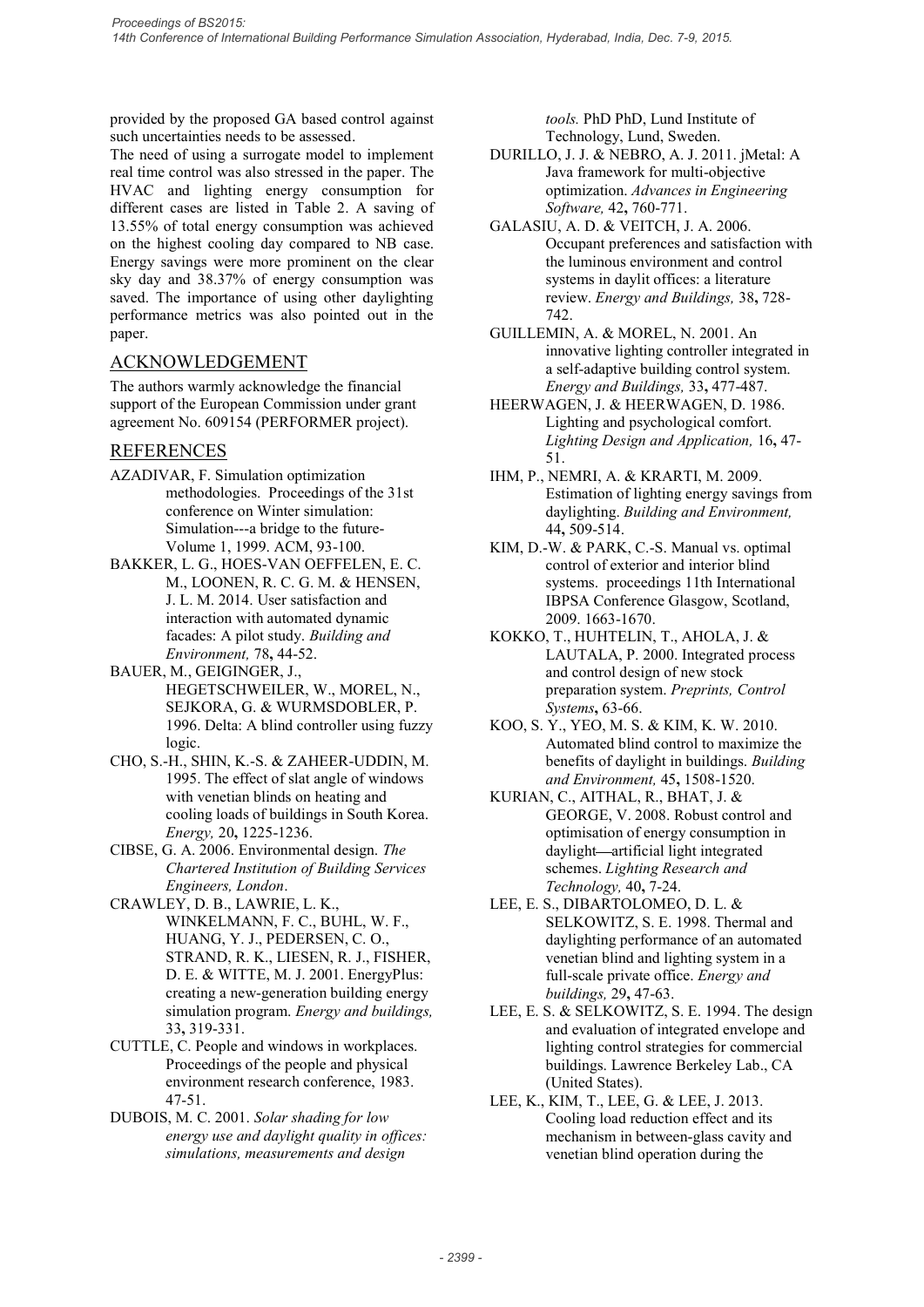provided by the proposed GA based control against such uncertainties needs to be assessed.

The need of using a surrogate model to implement real time control was also stressed in the paper. The HVAC and lighting energy consumption for different cases are listed in Table 2. A saving of 13.55% of total energy consumption was achieved on the highest cooling day compared to NB case. Energy savings were more prominent on the clear sky day and 38.37% of energy consumption was saved. The importance of using other daylighting performance metrics was also pointed out in the paper.

## ACKNOWLEDGEMENT

The authors warmly acknowledge the financial support of the European Commission under grant agreement No. 609154 (PERFORMER project).

## REFERENCES

AZADIVAR, F. Simulation optimization methodologies. Proceedings of the 31st conference on Winter simulation: Simulation---a bridge to the future-Volume 1, 1999. ACM, 93-100.

BAKKER, L. G., HOES-VAN OEFFELEN, E. C. M., LOONEN, R. C. G. M. & HENSEN, J. L. M. 2014. User satisfaction and interaction with automated dynamic facades: A pilot study. *Building and Environment,* 78**,** 44-52.

BAUER, M., GEIGINGER, J., HEGETSCHWEILER, W., MOREL, N., SEJKORA, G. & WURMSDOBLER, P. 1996. Delta: A blind controller using fuzzy logic.

CHO, S.-H., SHIN, K.-S. & ZAHEER-UDDIN, M. 1995. The effect of slat angle of windows with venetian blinds on heating and cooling loads of buildings in South Korea. *Energy,* 20**,** 1225-1236.

CIBSE, G. A. 2006. Environmental design. *The Chartered Institution of Building Services Engineers, London*.

CRAWLEY, D. B., LAWRIE, L. K., WINKELMANN, F. C., BUHL, W. F., HUANG, Y. J., PEDERSEN, C. O., STRAND, R. K., LIESEN, R. J., FISHER, D. E. & WITTE, M. J. 2001. EnergyPlus: creating a new-generation building energy simulation program. *Energy and buildings,* 33**,** 319-331.

CUTTLE, C. People and windows in workplaces. Proceedings of the people and physical environment research conference, 1983. 47-51.

DUBOIS, M. C. 2001. *Solar shading for low energy use and daylight quality in offices: simulations, measurements and design tools.* PhD PhD, Lund Institute of Technology, Lund, Sweden.

DURILLO, J. J. & NEBRO, A. J. 2011. jMetal: A Java framework for multi-objective optimization. *Advances in Engineering Software,* 42**,** 760-771.

GALASIU, A. D. & VEITCH, J. A. 2006. Occupant preferences and satisfaction with the luminous environment and control systems in daylit offices: a literature review. *Energy and Buildings,* 38**,** 728-742.

GUILLEMIN, A. & MOREL, N. 2001. An innovative lighting controller integrated in a self-adaptive building control system. *Energy and Buildings,* 33**,** 477-487.

HEERWAGEN, J. & HEERWAGEN, D. 1986. Lighting and psychological comfort. *Lighting Design and Application,* 16**,** 47-51.

IHM, P., NEMRI, A. & KRARTI, M. 2009. Estimation of lighting energy savings from daylighting. *Building and Environment,* 44**,** 509-514.

KIM, D.-W. & PARK, C.-S. Manual vs. optimal control of exterior and interior blind systems. proceedings 11th International IBPSA Conference Glasgow, Scotland, 2009. 1663-1670.

KOKKO, T., HUHTELIN, T., AHOLA, J. & LAUTALA, P. 2000. Integrated process and control design of new stock preparation system. *Preprints, Control Systems***,** 63-66.

KOO, S. Y., YEO, M. S. & KIM, K. W. 2010. Automated blind control to maximize the benefits of daylight in buildings. *Building and Environment,* 45**,** 1508-1520.

KURIAN, C., AITHAL, R., BHAT, J. & GEORGE, V. 2008. Robust control and optimisation of energy consumption in daylight—artificial light integrated schemes. *Lighting Research and Technology,* 40**,** 7-24.

LEE, E. S., DIBARTOLOMEO, D. L. & SELKOWITZ, S. E. 1998. Thermal and daylighting performance of an automated venetian blind and lighting system in a full-scale private office. *Energy and buildings,* 29**,** 47-63.

LEE, E. S. & SELKOWITZ, S. E. 1994. The design and evaluation of integrated envelope and lighting control strategies for commercial buildings. Lawrence Berkeley Lab., CA (United States).

LEE, K., KIM, T., LEE, G. & LEE, J. 2013. Cooling load reduction effect and its mechanism in between-glass cavity and venetian blind operation during the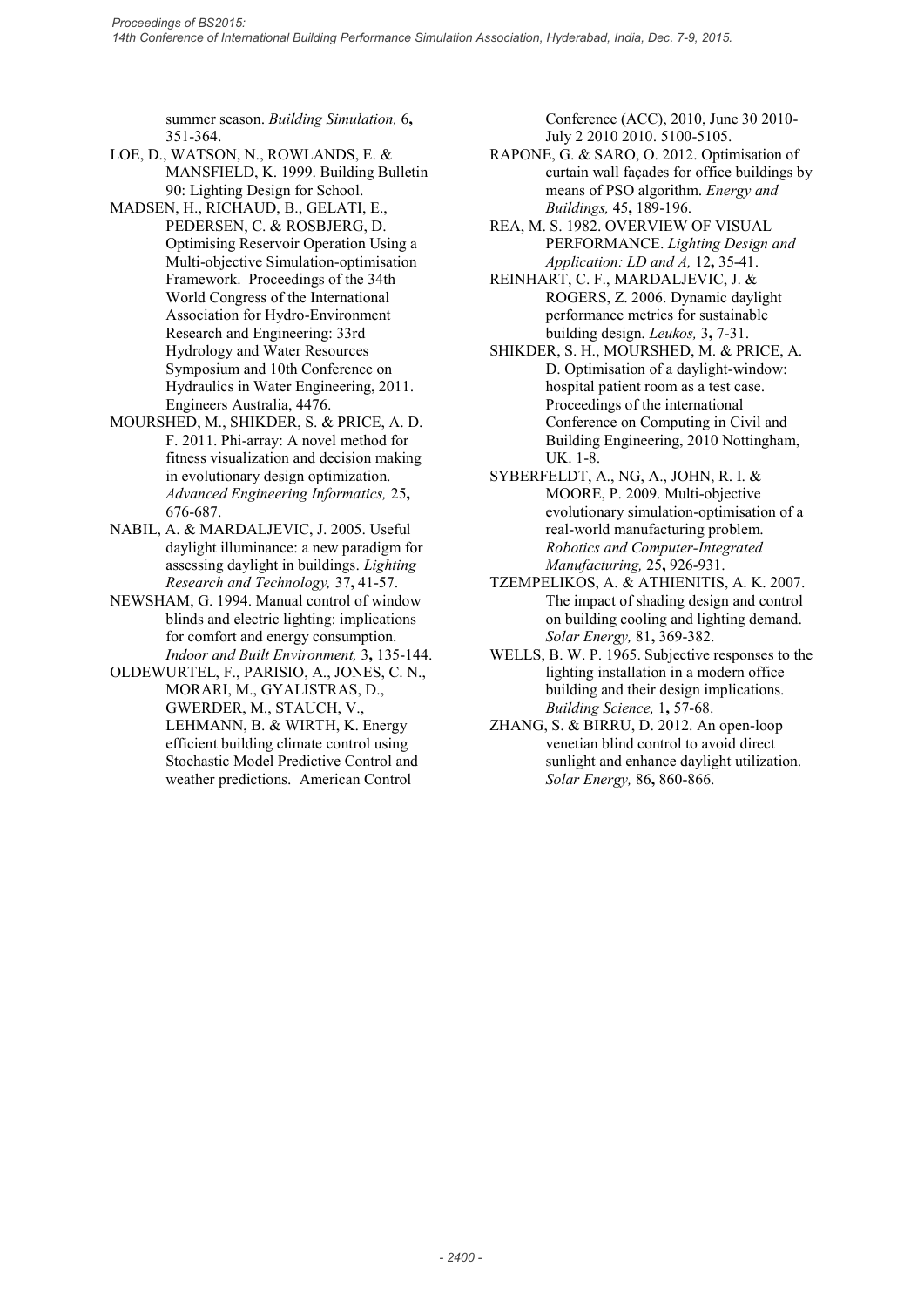summer season. *Building Simulation,* 6**,** 351-364.

LOE, D., WATSON, N., ROWLANDS, E. & MANSFIELD, K. 1999. Building Bulletin 90: Lighting Design for School.

MADSEN, H., RICHAUD, B., GELATI, E., PEDERSEN, C. & ROSBJERG, D. Optimising Reservoir Operation Using a Multi-objective Simulation-optimisation Framework. Proceedings of the 34th World Congress of the International Association for Hydro-Environment Research and Engineering: 33rd Hydrology and Water Resources Symposium and 10th Conference on Hydraulics in Water Engineering, 2011. Engineers Australia, 4476.

MOURSHED, M., SHIKDER, S. & PRICE, A. D. F. 2011. Phi-array: A novel method for fitness visualization and decision making in evolutionary design optimization. *Advanced Engineering Informatics,* 25**,** 676-687.

NABIL, A. & MARDALJEVIC, J. 2005. Useful daylight illuminance: a new paradigm for assessing daylight in buildings. *Lighting Research and Technology,* 37**,** 41-57.

NEWSHAM, G. 1994. Manual control of window blinds and electric lighting: implications for comfort and energy consumption. *Indoor and Built Environment,* 3**,** 135-144.

OLDEWURTEL, F., PARISIO, A., JONES, C. N., MORARI, M., GYALISTRAS, D., GWERDER, M., STAUCH, V., LEHMANN, B. & WIRTH, K. Energy efficient building climate control using Stochastic Model Predictive Control and weather predictions. American Control Conference (ACC), 2010, June 30 2010-July 2 2010 2010. 5100-5105.

RAPONE, G. & SARO, O. 2012. Optimisation of curtain wall façades for office buildings by means of PSO algorithm. *Energy and Buildings,* 45**,** 189-196.

REA, M. S. 1982. OVERVIEW OF VISUAL PERFORMANCE. *Lighting Design and Application: LD and A,* 12**,** 35-41.

REINHART, C. F., MARDALJEVIC, J. & ROGERS, Z. 2006. Dynamic daylight performance metrics for sustainable building design. *Leukos,* 3**,** 7-31.

SHIKDER, S. H., MOURSHED, M. & PRICE, A. D. Optimisation of a daylight-window: hospital patient room as a test case. Proceedings of the international Conference on Computing in Civil and Building Engineering, 2010 Nottingham, UK. 1-8.

SYBERFELDT, A., NG, A., JOHN, R. I. & MOORE, P. 2009. Multi-objective evolutionary simulation-optimisation of a real-world manufacturing problem. *Robotics and Computer-Integrated Manufacturing,* 25**,** 926-931.

TZEMPELIKOS, A. & ATHIENITIS, A. K. 2007. The impact of shading design and control on building cooling and lighting demand. *Solar Energy,* 81**,** 369-382.

WELLS, B. W. P. 1965. Subjective responses to the lighting installation in a modern office building and their design implications. *Building Science,* 1**,** 57-68.

ZHANG, S. & BIRRU, D. 2012. An open-loop venetian blind control to avoid direct sunlight and enhance daylight utilization. *Solar Energy,* 86**,** 860-866.